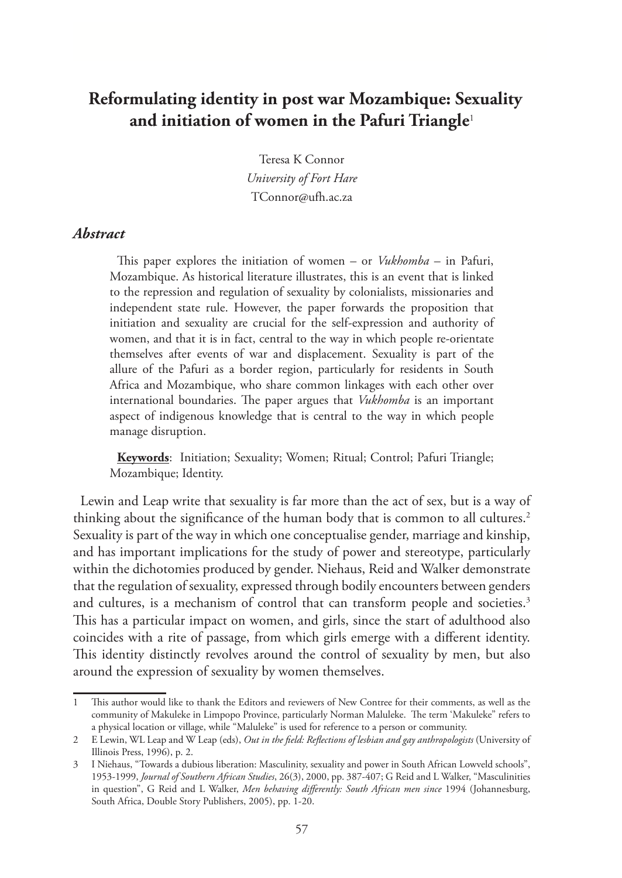# Reformulating identity in post war Mozambique: Sexuality and initiation of women in the Pafuri Triangle[1]

Teresa K Connor  
*University of Fort Hare*  
TConnor@ufh.ac.za

### *Abstract*

This paper explores the initiation of women – or *Vukhomba* – in Pafuri, Mozambique. As historical literature illustrates, this is an event that is linked to the repression and regulation of sexuality by colonialists, missionaries and independent state rule. However, the paper forwards the proposition that initiation and sexuality are crucial for the self-expression and authority of women, and that it is in fact, central to the way in which people re-orientate themselves after events of war and displacement. Sexuality is part of the allure of the Pafuri as a border region, particularly for residents in South Africa and Mozambique, who share common linkages with each other over international boundaries. The paper argues that *Vukhomba* is an important aspect of indigenous knowledge that is central to the way in which people manage disruption.

**Keywords**: Initiation; Sexuality; Women; Ritual; Control; Pafuri Triangle; Mozambique; Identity.

Lewin and Leap write that sexuality is far more than the act of sex, but is a way of thinking about the significance of the human body that is common to all cultures.[2] Sexuality is part of the way in which one conceptualise gender, marriage and kinship, and has important implications for the study of power and stereotype, particularly within the dichotomies produced by gender. Niehaus, Reid and Walker demonstrate that the regulation of sexuality, expressed through bodily encounters between genders and cultures, is a mechanism of control that can transform people and societies.[3] This has a particular impact on women, and girls, since the start of adulthood also coincides with a rite of passage, from which girls emerge with a different identity. This identity distinctly revolves around the control of sexuality by men, but also around the expression of sexuality by women themselves.

---

1 This author would like to thank the Editors and reviewers of New Contree for their comments, as well as the community of Makuleke in Limpopo Province, particularly Norman Maluleke. The term 'Makuleke" refers to a physical location or village, while "Maluleke" is used for reference to a person or community.

2 E Lewin, WL Leap and W Leap (eds), *Out in the field: Reflections of lesbian and gay anthropologists* (University of Illinois Press, 1996), p. 2.

3 I Niehaus, "Towards a dubious liberation: Masculinity, sexuality and power in South African Lowveld schools", 1953-1999, *Journal of Southern African Studies*, 26(3), 2000, pp. 387-407; G Reid and L Walker, "Masculinities in question", G Reid and L Walker, *Men behaving differently: South African men since* 1994 (Johannesburg, South Africa, Double Story Publishers, 2005), pp. 1-20.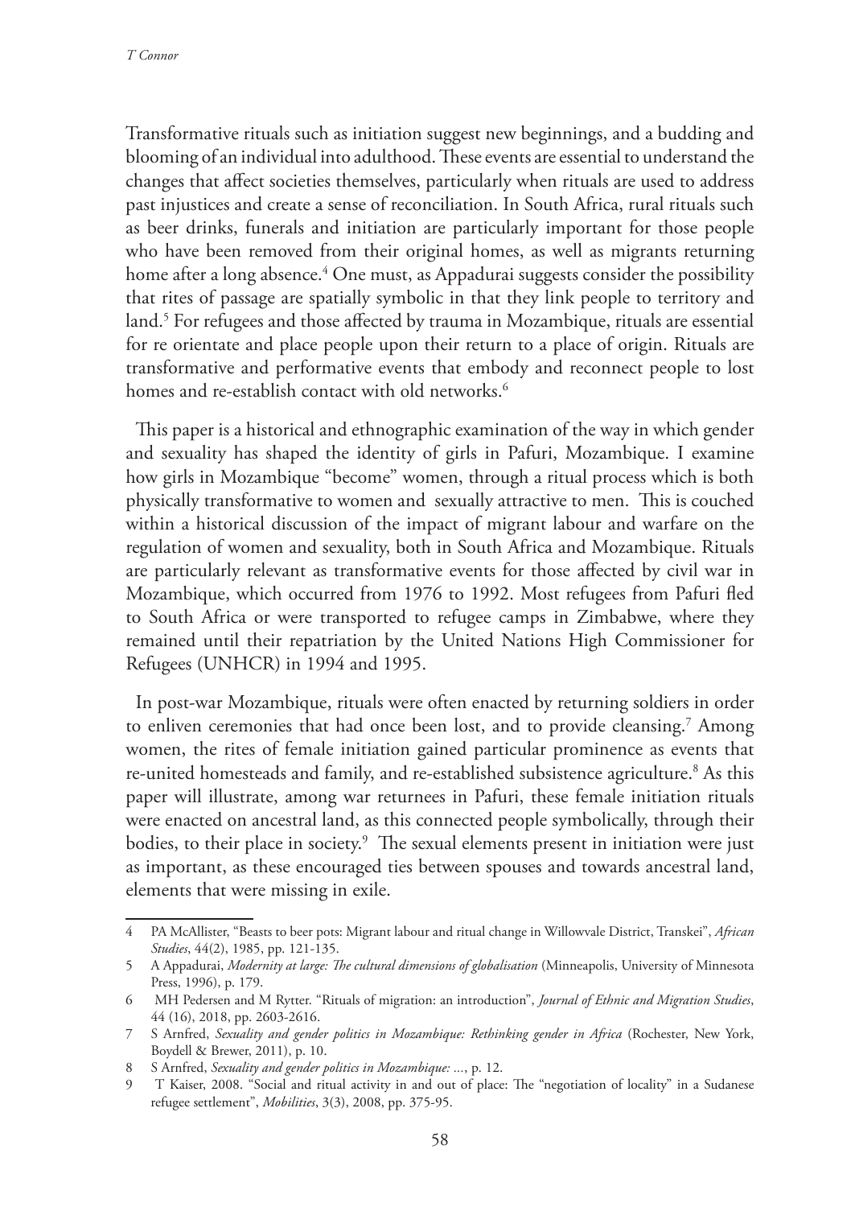Transformative rituals such as initiation suggest new beginnings, and a budding and blooming of an individual into adulthood. These events are essential to understand the changes that affect societies themselves, particularly when rituals are used to address past injustices and create a sense of reconciliation. In South Africa, rural rituals such as beer drinks, funerals and initiation are particularly important for those people who have been removed from their original homes, as well as migrants returning home after a long absence.[4] One must, as Appadurai suggests consider the possibility that rites of passage are spatially symbolic in that they link people to territory and land.[5] For refugees and those affected by trauma in Mozambique, rituals are essential for re orientate and place people upon their return to a place of origin. Rituals are transformative and performative events that embody and reconnect people to lost homes and re-establish contact with old networks.[6]

This paper is a historical and ethnographic examination of the way in which gender and sexuality has shaped the identity of girls in Pafuri, Mozambique. I examine how girls in Mozambique "become" women, through a ritual process which is both physically transformative to women and sexually attractive to men. This is couched within a historical discussion of the impact of migrant labour and warfare on the regulation of women and sexuality, both in South Africa and Mozambique. Rituals are particularly relevant as transformative events for those affected by civil war in Mozambique, which occurred from 1976 to 1992. Most refugees from Pafuri fled to South Africa or were transported to refugee camps in Zimbabwe, where they remained until their repatriation by the United Nations High Commissioner for Refugees (UNHCR) in 1994 and 1995.

In post-war Mozambique, rituals were often enacted by returning soldiers in order to enliven ceremonies that had once been lost, and to provide cleansing.[7] Among women, the rites of female initiation gained particular prominence as events that re-united homesteads and family, and re-established subsistence agriculture.[8] As this paper will illustrate, among war returnees in Pafuri, these female initiation rituals were enacted on ancestral land, as this connected people symbolically, through their bodies, to their place in society.[9] The sexual elements present in initiation were just as important, as these encouraged ties between spouses and towards ancestral land, elements that were missing in exile.

4 PA McAllister, "Beasts to beer pots: Migrant labour and ritual change in Willowvale District, Transkei", *African Studies*, 44(2), 1985, pp. 121-135.

5 A Appadurai, *Modernity at large: The cultural dimensions of globalisation* (Minneapolis, University of Minnesota Press, 1996), p. 179.

6 MH Pedersen and M Rytter. "Rituals of migration: an introduction", *Journal of Ethnic and Migration Studies*, 44 (16), 2018, pp. 2603-2616.

7 S Arnfred, *Sexuality and gender politics in Mozambique: Rethinking gender in Africa* (Rochester, New York, Boydell & Brewer, 2011), p. 10.

8 S Arnfred, *Sexuality and gender politics in Mozambique: ...*, p. 12.

9 T Kaiser, 2008. "Social and ritual activity in and out of place: The "negotiation of locality" in a Sudanese refugee settlement", *Mobilities*, 3(3), 2008, pp. 375-95.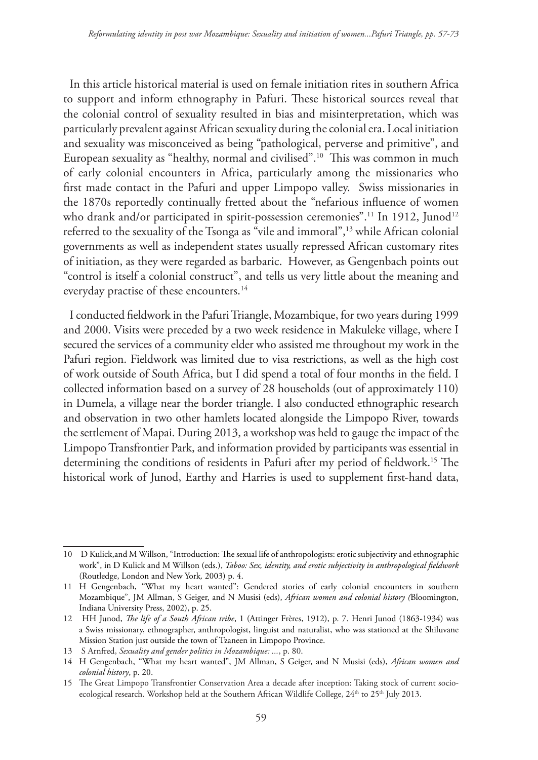In this article historical material is used on female initiation rites in southern Africa to support and inform ethnography in Pafuri. These historical sources reveal that the colonial control of sexuality resulted in bias and misinterpretation, which was particularly prevalent against African sexuality during the colonial era. Local initiation and sexuality was misconceived as being "pathological, perverse and primitive", and European sexuality as "healthy, normal and civilised".[10] This was common in much of early colonial encounters in Africa, particularly among the missionaries who first made contact in the Pafuri and upper Limpopo valley. Swiss missionaries in the 1870s reportedly continually fretted about the "nefarious influence of women who drank and/or participated in spirit-possession ceremonies".[11] In 1912, Junod[12] referred to the sexuality of the Tsonga as "vile and immoral",[13] while African colonial governments as well as independent states usually repressed African customary rites of initiation, as they were regarded as barbaric. However, as Gengenbach points out "control is itself a colonial construct", and tells us very little about the meaning and everyday practise of these encounters.[14]

I conducted fieldwork in the Pafuri Triangle, Mozambique, for two years during 1999 and 2000. Visits were preceded by a two week residence in Makuleke village, where I secured the services of a community elder who assisted me throughout my work in the Pafuri region. Fieldwork was limited due to visa restrictions, as well as the high cost of work outside of South Africa, but I did spend a total of four months in the field. I collected information based on a survey of 28 households (out of approximately 110) in Dumela, a village near the border triangle. I also conducted ethnographic research and observation in two other hamlets located alongside the Limpopo River, towards the settlement of Mapai. During 2013, a workshop was held to gauge the impact of the Limpopo Transfrontier Park, and information provided by participants was essential in determining the conditions of residents in Pafuri after my period of fieldwork.[15] The historical work of Junod, Earthy and Harries is used to supplement first-hand data,

---

10 D Kulick,and M Willson, "Introduction: The sexual life of anthropologists: erotic subjectivity and ethnographic work", in D Kulick and M Willson (eds.), *Taboo: Sex, identity, and erotic subjectivity in anthropological fieldwork* (Routledge, London and New York, 2003) p. 4.

11 H Gengenbach, "What my heart wanted": Gendered stories of early colonial encounters in southern Mozambique", JM Allman, S Geiger, and N Musisi (eds), *African women and colonial history (*Bloomington, Indiana University Press, 2002), p. 25.

12 HH Junod, *The life of a South African tribe*, 1 (Attinger Frères, 1912), p. 7. Henri Junod (1863-1934) was a Swiss missionary, ethnographer, anthropologist, linguist and naturalist, who was stationed at the Shiluvane Mission Station just outside the town of Tzaneen in Limpopo Province.

13 S Arnfred, *Sexuality and gender politics in Mozambique: ...*, p. 80.

14 H Gengenbach, "What my heart wanted", JM Allman, S Geiger, and N Musisi (eds), *African women and colonial history*, p. 20.

15 The Great Limpopo Transfrontier Conservation Area a decade after inception: Taking stock of current socio-ecological research. Workshop held at the Southern African Wildlife College, 24th to 25th July 2013.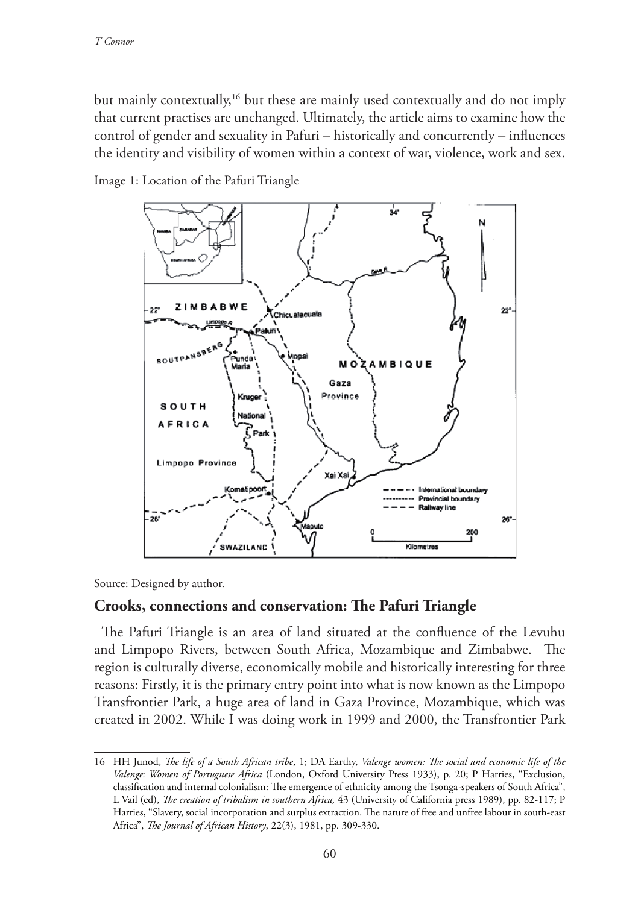but mainly contextually,[16] but these are mainly used contextually and do not imply that current practises are unchanged. Ultimately, the article aims to examine how the control of gender and sexuality in Pafuri – historically and concurrently – influences the identity and visibility of women within a context of war, violence, work and sex.

Image 1: Location of the Pafuri Triangle

Source: Designed by author.

## Crooks, connections and conservation: The Pafuri Triangle

The Pafuri Triangle is an area of land situated at the confluence of the Levuhu and Limpopo Rivers, between South Africa, Mozambique and Zimbabwe. The region is culturally diverse, economically mobile and historically interesting for three reasons: Firstly, it is the primary entry point into what is now known as the Limpopo Transfrontier Park, a huge area of land in Gaza Province, Mozambique, which was created in 2002. While I was doing work in 1999 and 2000, the Transfrontier Park

16 HH Junod, *The life of a South African tribe*, 1; DA Earthy, *Valenge women: The social and economic life of the Valenge: Women of Portuguese Africa* (London, Oxford University Press 1933), p. 20; P Harries, "Exclusion, classification and internal colonialism: The emergence of ethnicity among the Tsonga-speakers of South Africa", L Vail (ed), *The creation of tribalism in southern Africa,* 43 (University of California press 1989), pp. 82-117; P Harries, "Slavery, social incorporation and surplus extraction. The nature of free and unfree labour in south-east Africa", *The Journal of African History*, 22(3), 1981, pp. 309-330.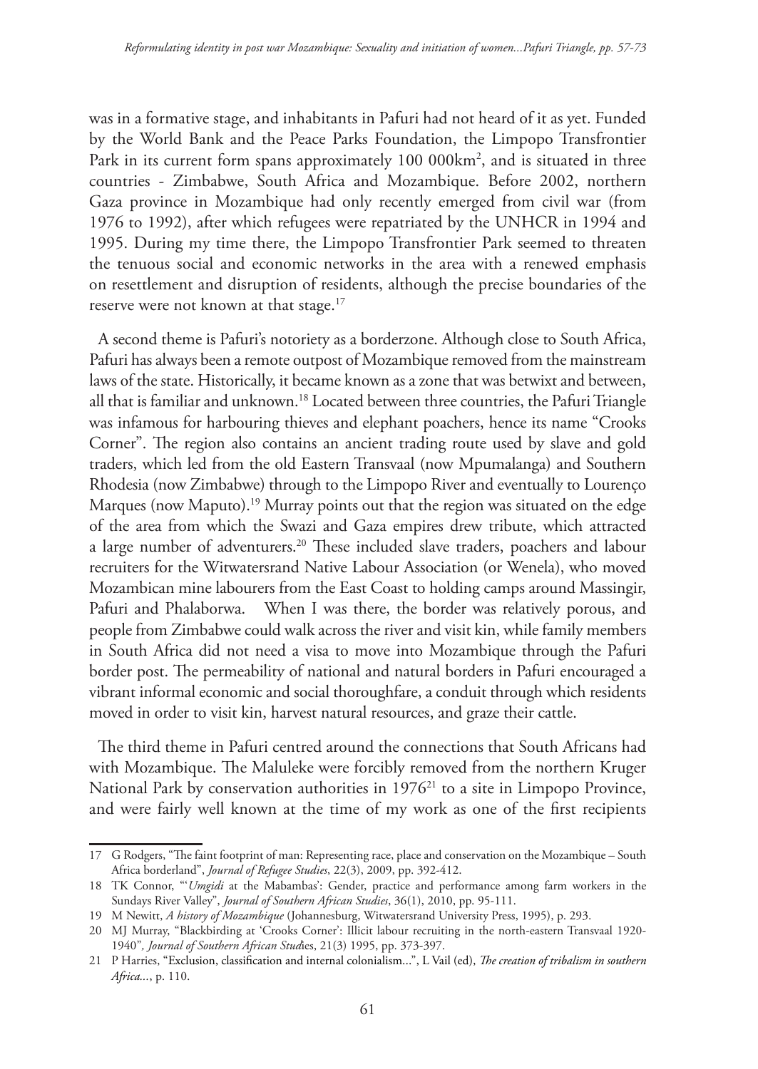was in a formative stage, and inhabitants in Pafuri had not heard of it as yet. Funded by the World Bank and the Peace Parks Foundation, the Limpopo Transfrontier Park in its current form spans approximately 100 000km$^2$, and is situated in three countries - Zimbabwe, South Africa and Mozambique. Before 2002, northern Gaza province in Mozambique had only recently emerged from civil war (from 1976 to 1992), after which refugees were repatriated by the UNHCR in 1994 and 1995. During my time there, the Limpopo Transfrontier Park seemed to threaten the tenuous social and economic networks in the area with a renewed emphasis on resettlement and disruption of residents, although the precise boundaries of the reserve were not known at that stage.[17]

A second theme is Pafuri's notoriety as a borderzone. Although close to South Africa, Pafuri has always been a remote outpost of Mozambique removed from the mainstream laws of the state. Historically, it became known as a zone that was betwixt and between, all that is familiar and unknown.[18] Located between three countries, the Pafuri Triangle was infamous for harbouring thieves and elephant poachers, hence its name "Crooks Corner". The region also contains an ancient trading route used by slave and gold traders, which led from the old Eastern Transvaal (now Mpumalanga) and Southern Rhodesia (now Zimbabwe) through to the Limpopo River and eventually to Lourenço Marques (now Maputo).[19] Murray points out that the region was situated on the edge of the area from which the Swazi and Gaza empires drew tribute, which attracted a large number of adventurers.[20] These included slave traders, poachers and labour recruiters for the Witwatersrand Native Labour Association (or Wenela), who moved Mozambican mine labourers from the East Coast to holding camps around Massingir, Pafuri and Phalaborwa. When I was there, the border was relatively porous, and people from Zimbabwe could walk across the river and visit kin, while family members in South Africa did not need a visa to move into Mozambique through the Pafuri border post. The permeability of national and natural borders in Pafuri encouraged a vibrant informal economic and social thoroughfare, a conduit through which residents moved in order to visit kin, harvest natural resources, and graze their cattle.

The third theme in Pafuri centred around the connections that South Africans had with Mozambique. The Maluleke were forcibly removed from the northern Kruger National Park by conservation authorities in 1976[21] to a site in Limpopo Province, and were fairly well known at the time of my work as one of the first recipients

---

17 G Rodgers, "The faint footprint of man: Representing race, place and conservation on the Mozambique – South Africa borderland", *Journal of Refugee Studies*, 22(3), 2009, pp. 392-412.

18 TK Connor, "'*Umgidi* at the Mabambas': Gender, practice and performance among farm workers in the Sundays River Valley", *Journal of Southern African Studies*, 36(1), 2010, pp. 95-111.

19 M Newitt, *A history of Mozambique* (Johannesburg, Witwatersrand University Press, 1995), p. 293.

20 MJ Murray, "Blackbirding at 'Crooks Corner': Illicit labour recruiting in the north-eastern Transvaal 1920-1940", *Journal of Southern African Studies*, 21(3) 1995, pp. 373-397.

21 P Harries, "Exclusion, classification and internal colonialism...", L Vail (ed), *The creation of tribalism in southern Africa...*, p. 110.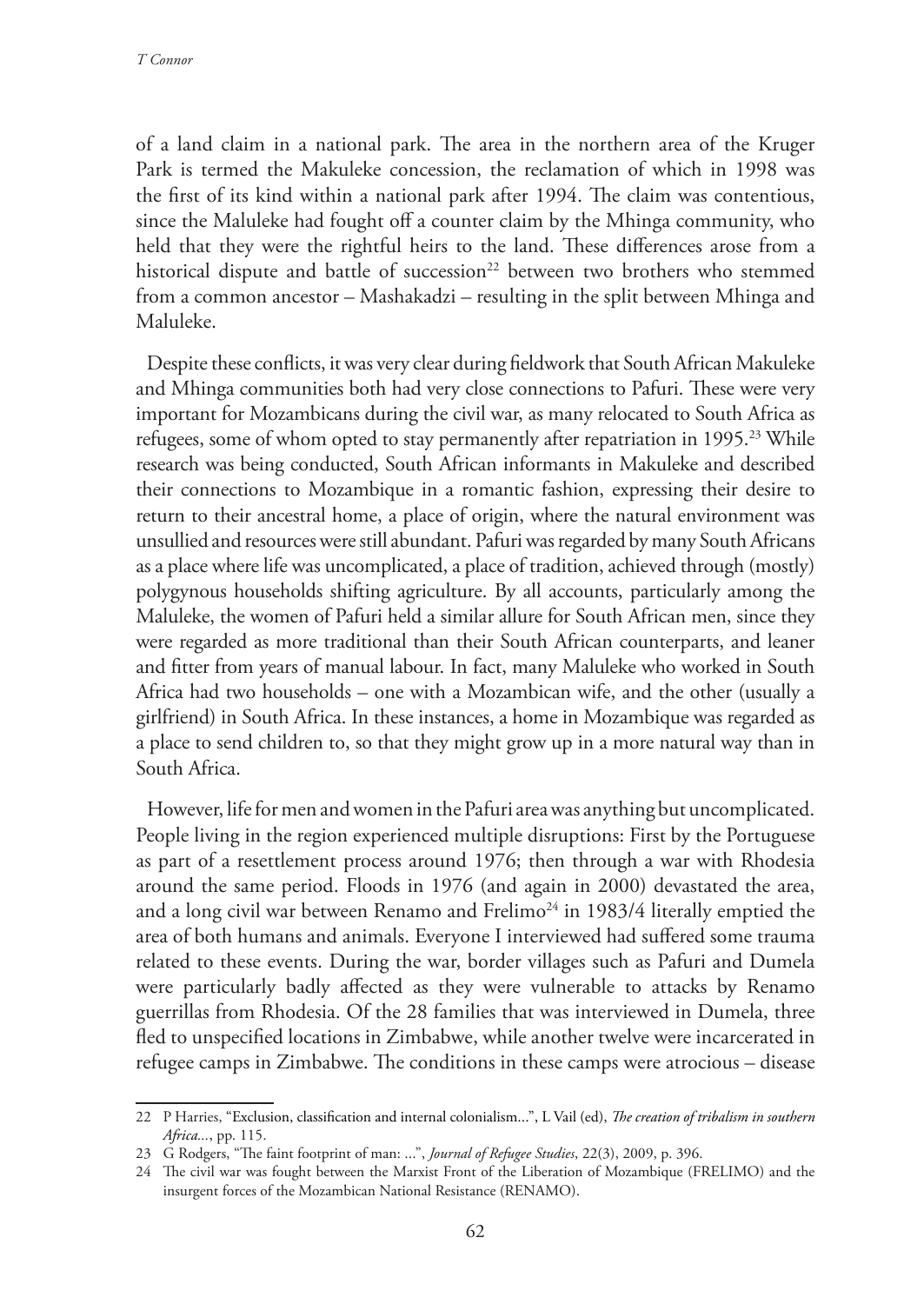of a land claim in a national park. The area in the northern area of the Kruger Park is termed the Makuleke concession, the reclamation of which in 1998 was the first of its kind within a national park after 1994. The claim was contentious, since the Maluleke had fought off a counter claim by the Mhinga community, who held that they were the rightful heirs to the land. These differences arose from a historical dispute and battle of succession[22] between two brothers who stemmed from a common ancestor – Mashakadzi – resulting in the split between Mhinga and Maluleke.

Despite these conflicts, it was very clear during fieldwork that South African Makuleke and Mhinga communities both had very close connections to Pafuri. These were very important for Mozambicans during the civil war, as many relocated to South Africa as refugees, some of whom opted to stay permanently after repatriation in 1995.[23] While research was being conducted, South African informants in Makuleke and described their connections to Mozambique in a romantic fashion, expressing their desire to return to their ancestral home, a place of origin, where the natural environment was unsullied and resources were still abundant. Pafuri was regarded by many South Africans as a place where life was uncomplicated, a place of tradition, achieved through (mostly) polygynous households shifting agriculture. By all accounts, particularly among the Maluleke, the women of Pafuri held a similar allure for South African men, since they were regarded as more traditional than their South African counterparts, and leaner and fitter from years of manual labour. In fact, many Maluleke who worked in South Africa had two households – one with a Mozambican wife, and the other (usually a girlfriend) in South Africa. In these instances, a home in Mozambique was regarded as a place to send children to, so that they might grow up in a more natural way than in South Africa.

However, life for men and women in the Pafuri area was anything but uncomplicated. People living in the region experienced multiple disruptions: First by the Portuguese as part of a resettlement process around 1976; then through a war with Rhodesia around the same period. Floods in 1976 (and again in 2000) devastated the area, and a long civil war between Renamo and Frelimo[24] in 1983/4 literally emptied the area of both humans and animals. Everyone I interviewed had suffered some trauma related to these events. During the war, border villages such as Pafuri and Dumela were particularly badly affected as they were vulnerable to attacks by Renamo guerrillas from Rhodesia. Of the 28 families that was interviewed in Dumela, three fled to unspecified locations in Zimbabwe, while another twelve were incarcerated in refugee camps in Zimbabwe. The conditions in these camps were atrocious – disease

22 P Harries, "Exclusion, classification and internal colonialism...", L Vail (ed), *The creation of tribalism in southern Africa...*, pp. 115.

23 G Rodgers, "The faint footprint of man: ...", *Journal of Refugee Studies*, 22(3), 2009, p. 396.

24 The civil war was fought between the Marxist Front of the Liberation of Mozambique (FRELIMO) and the insurgent forces of the Mozambican National Resistance (RENAMO).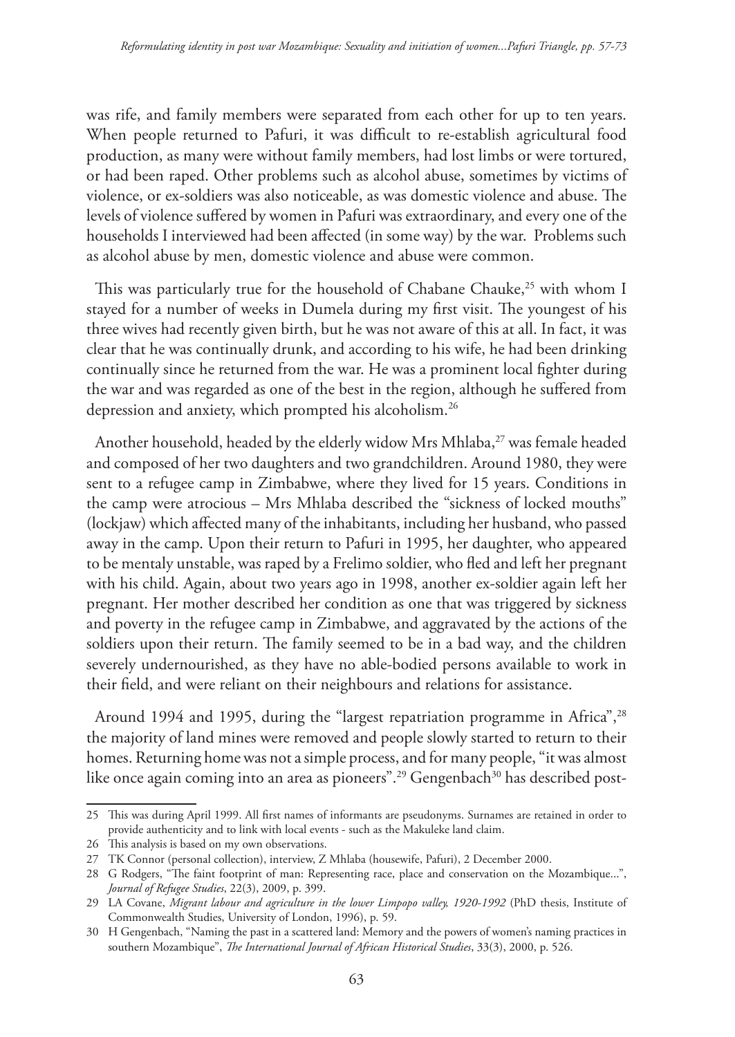was rife, and family members were separated from each other for up to ten years. When people returned to Pafuri, it was difficult to re-establish agricultural food production, as many were without family members, had lost limbs or were tortured, or had been raped. Other problems such as alcohol abuse, sometimes by victims of violence, or ex-soldiers was also noticeable, as was domestic violence and abuse. The levels of violence suffered by women in Pafuri was extraordinary, and every one of the households I interviewed had been affected (in some way) by the war. Problems such as alcohol abuse by men, domestic violence and abuse were common.

This was particularly true for the household of Chabane Chauke,[25] with whom I stayed for a number of weeks in Dumela during my first visit. The youngest of his three wives had recently given birth, but he was not aware of this at all. In fact, it was clear that he was continually drunk, and according to his wife, he had been drinking continually since he returned from the war. He was a prominent local fighter during the war and was regarded as one of the best in the region, although he suffered from depression and anxiety, which prompted his alcoholism.[26]

Another household, headed by the elderly widow Mrs Mhlaba,[27] was female headed and composed of her two daughters and two grandchildren. Around 1980, they were sent to a refugee camp in Zimbabwe, where they lived for 15 years. Conditions in the camp were atrocious – Mrs Mhlaba described the "sickness of locked mouths" (lockjaw) which affected many of the inhabitants, including her husband, who passed away in the camp. Upon their return to Pafuri in 1995, her daughter, who appeared to be mentaly unstable, was raped by a Frelimo soldier, who fled and left her pregnant with his child. Again, about two years ago in 1998, another ex-soldier again left her pregnant. Her mother described her condition as one that was triggered by sickness and poverty in the refugee camp in Zimbabwe, and aggravated by the actions of the soldiers upon their return. The family seemed to be in a bad way, and the children severely undernourished, as they have no able-bodied persons available to work in their field, and were reliant on their neighbours and relations for assistance.

Around 1994 and 1995, during the "largest repatriation programme in Africa",[28] the majority of land mines were removed and people slowly started to return to their homes. Returning home was not a simple process, and for many people, "it was almost like once again coming into an area as pioneers".[29] Gengenbach[30] has described post-

---

25 This was during April 1999. All first names of informants are pseudonyms. Surnames are retained in order to provide authenticity and to link with local events - such as the Makuleke land claim.

26 This analysis is based on my own observations.

27 TK Connor (personal collection), interview, Z Mhlaba (housewife, Pafuri), 2 December 2000.

28 G Rodgers, "The faint footprint of man: Representing race, place and conservation on the Mozambique...", *Journal of Refugee Studies*, 22(3), 2009, p. 399.

29 LA Covane, *Migrant labour and agriculture in the lower Limpopo valley, 1920-1992* (PhD thesis, Institute of Commonwealth Studies, University of London, 1996), p. 59.

30 H Gengenbach, "Naming the past in a scattered land: Memory and the powers of women's naming practices in southern Mozambique", *The International Journal of African Historical Studies*, 33(3), 2000, p. 526.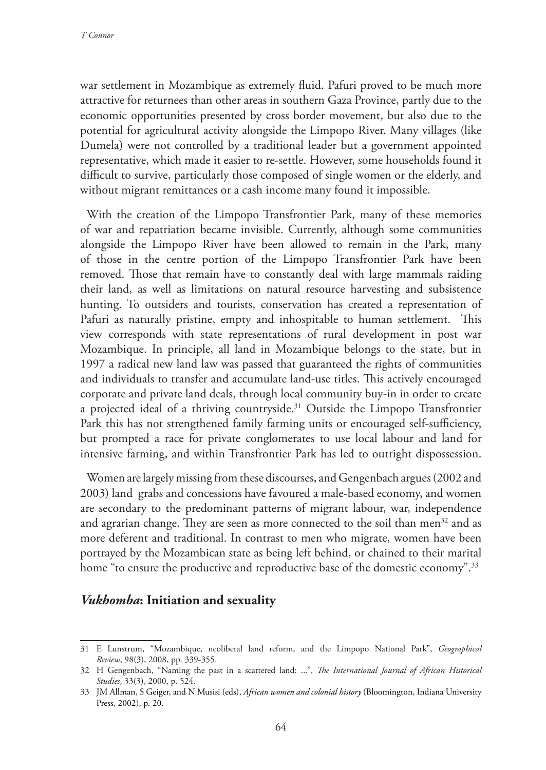war settlement in Mozambique as extremely fluid. Pafuri proved to be much more attractive for returnees than other areas in southern Gaza Province, partly due to the economic opportunities presented by cross border movement, but also due to the potential for agricultural activity alongside the Limpopo River. Many villages (like Dumela) were not controlled by a traditional leader but a government appointed representative, which made it easier to re-settle. However, some households found it difficult to survive, particularly those composed of single women or the elderly, and without migrant remittances or a cash income many found it impossible.

With the creation of the Limpopo Transfrontier Park, many of these memories of war and repatriation became invisible. Currently, although some communities alongside the Limpopo River have been allowed to remain in the Park, many of those in the centre portion of the Limpopo Transfrontier Park have been removed. Those that remain have to constantly deal with large mammals raiding their land, as well as limitations on natural resource harvesting and subsistence hunting. To outsiders and tourists, conservation has created a representation of Pafuri as naturally pristine, empty and inhospitable to human settlement. This view corresponds with state representations of rural development in post war Mozambique. In principle, all land in Mozambique belongs to the state, but in 1997 a radical new land law was passed that guaranteed the rights of communities and individuals to transfer and accumulate land-use titles. This actively encouraged corporate and private land deals, through local community buy-in in order to create a projected ideal of a thriving countryside.[31] Outside the Limpopo Transfrontier Park this has not strengthened family farming units or encouraged self-sufficiency, but prompted a race for private conglomerates to use local labour and land for intensive farming, and within Transfrontier Park has led to outright dispossession.

Women are largely missing from these discourses, and Gengenbach argues (2002 and 2003) land grabs and concessions have favoured a male-based economy, and women are secondary to the predominant patterns of migrant labour, war, independence and agrarian change. They are seen as more connected to the soil than men[32] and as more deferent and traditional. In contrast to men who migrate, women have been portrayed by the Mozambican state as being left behind, or chained to their marital home "to ensure the productive and reproductive base of the domestic economy".[33]

## *Vukhomba*: Initiation and sexuality

31 E Lunstrum, "Mozambique, neoliberal land reform, and the Limpopo National Park", *Geographical Review*, 98(3), 2008, pp. 339-355.

32 H Gengenbach, "Naming the past in a scattered land: ...", *The International Journal of African Historical Studies*, 33(3), 2000, p. 524.

33 JM Allman, S Geiger, and N Musisi (eds), *African women and colonial history* (Bloomington, Indiana University Press, 2002), p. 20.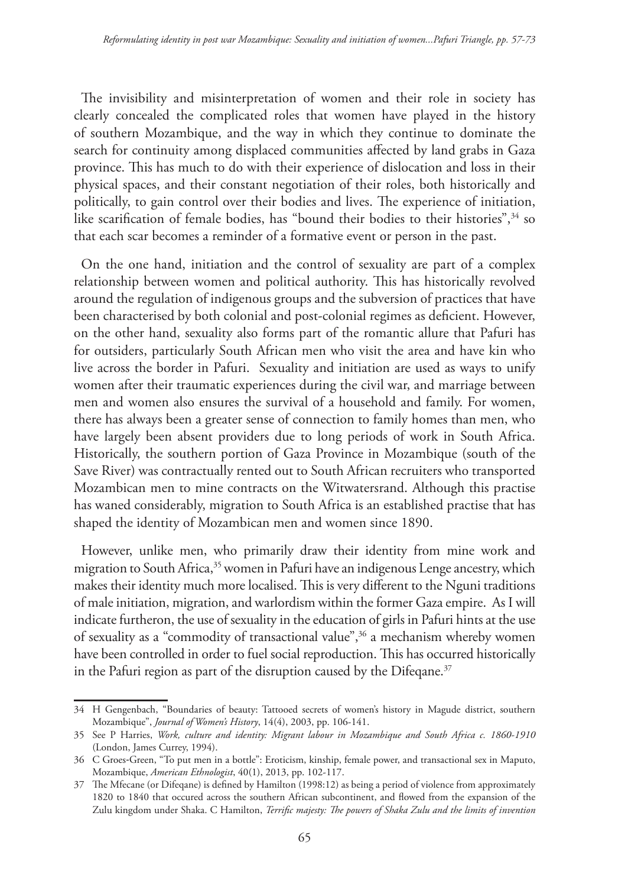The invisibility and misinterpretation of women and their role in society has clearly concealed the complicated roles that women have played in the history of southern Mozambique, and the way in which they continue to dominate the search for continuity among displaced communities affected by land grabs in Gaza province. This has much to do with their experience of dislocation and loss in their physical spaces, and their constant negotiation of their roles, both historically and politically, to gain control over their bodies and lives. The experience of initiation, like scarification of female bodies, has "bound their bodies to their histories",[34] so that each scar becomes a reminder of a formative event or person in the past.

On the one hand, initiation and the control of sexuality are part of a complex relationship between women and political authority. This has historically revolved around the regulation of indigenous groups and the subversion of practices that have been characterised by both colonial and post-colonial regimes as deficient. However, on the other hand, sexuality also forms part of the romantic allure that Pafuri has for outsiders, particularly South African men who visit the area and have kin who live across the border in Pafuri. Sexuality and initiation are used as ways to unify women after their traumatic experiences during the civil war, and marriage between men and women also ensures the survival of a household and family. For women, there has always been a greater sense of connection to family homes than men, who have largely been absent providers due to long periods of work in South Africa. Historically, the southern portion of Gaza Province in Mozambique (south of the Save River) was contractually rented out to South African recruiters who transported Mozambican men to mine contracts on the Witwatersrand. Although this practise has waned considerably, migration to South Africa is an established practise that has shaped the identity of Mozambican men and women since 1890.

However, unlike men, who primarily draw their identity from mine work and migration to South Africa,[35] women in Pafuri have an indigenous Lenge ancestry, which makes their identity much more localised. This is very different to the Nguni traditions of male initiation, migration, and warlordism within the former Gaza empire. As I will indicate furtheron, the use of sexuality in the education of girls in Pafuri hints at the use of sexuality as a "commodity of transactional value",[36] a mechanism whereby women have been controlled in order to fuel social reproduction. This has occurred historically in the Pafuri region as part of the disruption caused by the Difeqane.[37]

---

34 H Gengenbach, "Boundaries of beauty: Tattooed secrets of women's history in Magude district, southern Mozambique", *Journal of Women's History*, 14(4), 2003, pp. 106-141.

35 See P Harries, *Work, culture and identity: Migrant labour in Mozambique and South Africa c. 1860-1910* (London, James Currey, 1994).

36 C Groes-Green, "To put men in a bottle": Eroticism, kinship, female power, and transactional sex in Maputo, Mozambique, *American Ethnologist*, 40(1), 2013, pp. 102-117.

37 The Mfecane (or Difeqane) is defined by Hamilton (1998:12) as being a period of violence from approximately 1820 to 1840 that occured across the southern African subcontinent, and flowed from the expansion of the Zulu kingdom under Shaka. C Hamilton, *Terrific majesty: The powers of Shaka Zulu and the limits of invention*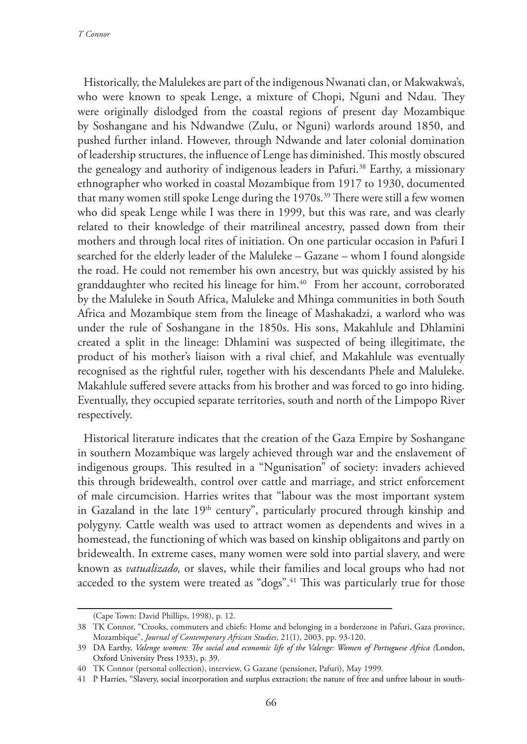Historically, the Malulekes are part of the indigenous Nwanati clan, or Makwakwa's, who were known to speak Lenge, a mixture of Chopi, Nguni and Ndau. They were originally dislodged from the coastal regions of present day Mozambique by Soshangane and his Ndwandwe (Zulu, or Nguni) warlords around 1850, and pushed further inland. However, through Ndwande and later colonial domination of leadership structures, the influence of Lenge has diminished. This mostly obscured the genealogy and authority of indigenous leaders in Pafuri.[38] Earthy, a missionary ethnographer who worked in coastal Mozambique from 1917 to 1930, documented that many women still spoke Lenge during the 1970s.[39] There were still a few women who did speak Lenge while I was there in 1999, but this was rare, and was clearly related to their knowledge of their matrilineal ancestry, passed down from their mothers and through local rites of initiation. On one particular occasion in Pafuri I searched for the elderly leader of the Maluleke – Gazane – whom I found alongside the road. He could not remember his own ancestry, but was quickly assisted by his granddaughter who recited his lineage for him.[40] From her account, corroborated by the Maluleke in South Africa, Maluleke and Mhinga communities in both South Africa and Mozambique stem from the lineage of Mashakadzi, a warlord who was under the rule of Soshangane in the 1850s. His sons, Makahlule and Dhlamini created a split in the lineage: Dhlamini was suspected of being illegitimate, the product of his mother's liaison with a rival chief, and Makahlule was eventually recognised as the rightful ruler, together with his descendants Phele and Maluleke. Makahlule suffered severe attacks from his brother and was forced to go into hiding. Eventually, they occupied separate territories, south and north of the Limpopo River respectively.

Historical literature indicates that the creation of the Gaza Empire by Soshangane in southern Mozambique was largely achieved through war and the enslavement of indigenous groups. This resulted in a "Ngunisation" of society: invaders achieved this through bridewealth, control over cattle and marriage, and strict enforcement of male circumcision. Harries writes that "labour was the most important system in Gazaland in the late 19th century", particularly procured through kinship and polygyny. Cattle wealth was used to attract women as dependents and wives in a homestead, the functioning of which was based on kinship obligaitons and partly on bridewealth. In extreme cases, many women were sold into partial slavery, and were known as *vatualizado,* or slaves, while their families and local groups who had not acceded to the system were treated as "dogs".[41] This was particularly true for those

---

(Cape Town: David Phillips, 1998), p. 12.

38 TK Connor, "Crooks, commuters and chiefs: Home and belonging in a borderzone in Pafuri, Gaza province, Mozambique", *Journal of Contemporary African Studies*, 21(1), 2003, pp. 93-120.

39 DA Earthy, *Valenge women: The social and economic life of the Valenge: Women of Portuguese Africa (*London, Oxford University Press 1933), p. 39.

40 TK Connor (personal collection), interview, G Gazane (pensioner, Pafuri), May 1999.

41 P Harries, "Slavery, social incorporation and surplus extraction; the nature of free and unfree labour in south-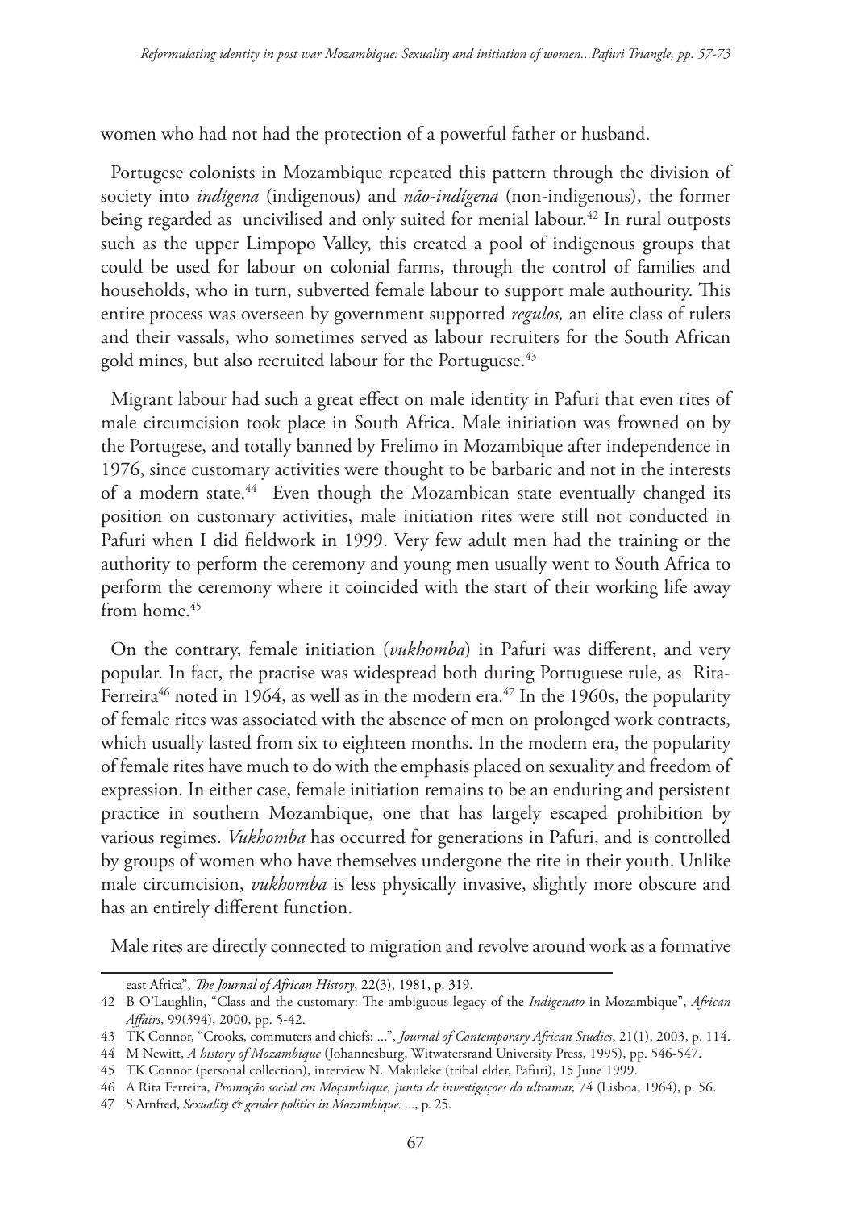women who had not had the protection of a powerful father or husband.

Portugese colonists in Mozambique repeated this pattern through the division of society into *indígena* (indigenous) and *não-indígena* (non-indigenous), the former being regarded as uncivilised and only suited for menial labour.[42] In rural outposts such as the upper Limpopo Valley, this created a pool of indigenous groups that could be used for labour on colonial farms, through the control of families and households, who in turn, subverted female labour to support male authourity. This entire process was overseen by government supported *regulos,* an elite class of rulers and their vassals, who sometimes served as labour recruiters for the South African gold mines, but also recruited labour for the Portuguese.[43]

Migrant labour had such a great effect on male identity in Pafuri that even rites of male circumcision took place in South Africa. Male initiation was frowned on by the Portugese, and totally banned by Frelimo in Mozambique after independence in 1976, since customary activities were thought to be barbaric and not in the interests of a modern state.[44] Even though the Mozambican state eventually changed its position on customary activities, male initiation rites were still not conducted in Pafuri when I did fieldwork in 1999. Very few adult men had the training or the authority to perform the ceremony and young men usually went to South Africa to perform the ceremony where it coincided with the start of their working life away from home.[45]

On the contrary, female initiation (*vukhomba*) in Pafuri was different, and very popular. In fact, the practise was widespread both during Portuguese rule, as Rita-Ferreira[46] noted in 1964, as well as in the modern era.[47] In the 1960s, the popularity of female rites was associated with the absence of men on prolonged work contracts, which usually lasted from six to eighteen months. In the modern era, the popularity of female rites have much to do with the emphasis placed on sexuality and freedom of expression. In either case, female initiation remains to be an enduring and persistent practice in southern Mozambique, one that has largely escaped prohibition by various regimes. *Vukhomba* has occurred for generations in Pafuri, and is controlled by groups of women who have themselves undergone the rite in their youth. Unlike male circumcision, *vukhomba* is less physically invasive, slightly more obscure and has an entirely different function.

Male rites are directly connected to migration and revolve around work as a formative

east Africa", *The Journal of African History*, 22(3), 1981, p. 319.

42 B O'Laughlin, "Class and the customary: The ambiguous legacy of the *Indigenato* in Mozambique", *African Affairs*, 99(394), 2000, pp. 5-42.

43 TK Connor, "Crooks, commuters and chiefs: ...", *Journal of Contemporary African Studies*, 21(1), 2003, p. 114.

44 M Newitt, *A history of Mozambique* (Johannesburg, Witwatersrand University Press, 1995), pp. 546-547.

45 TK Connor (personal collection), interview N. Makuleke (tribal elder, Pafuri), 15 June 1999.

46 A Rita Ferreira, *Promoção social em Moçambique, junta de investigaçoes do ultramar,* 74 (Lisboa, 1964), p. 56.

47 S Arnfred, *Sexuality & gender politics in Mozambique: ...*, p. 25.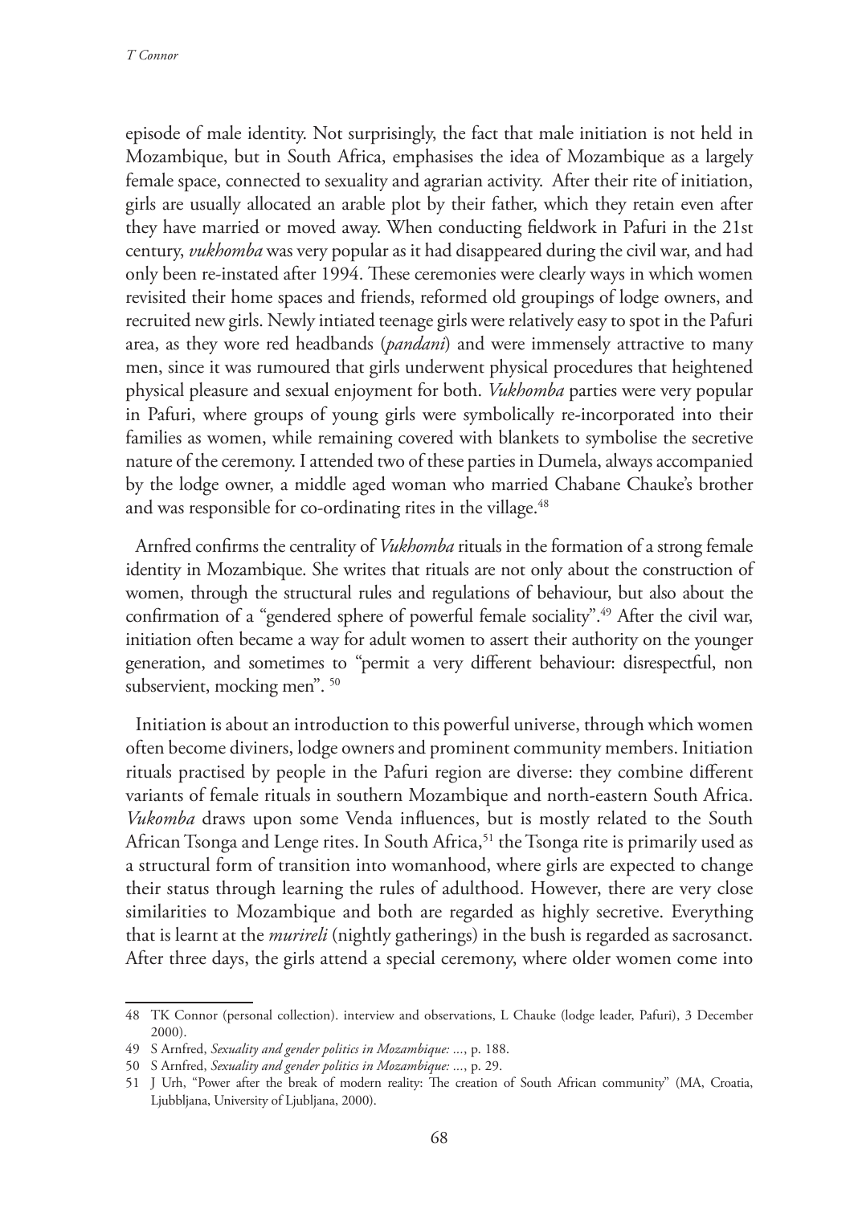episode of male identity. Not surprisingly, the fact that male initiation is not held in Mozambique, but in South Africa, emphasises the idea of Mozambique as a largely female space, connected to sexuality and agrarian activity. After their rite of initiation, girls are usually allocated an arable plot by their father, which they retain even after they have married or moved away. When conducting fieldwork in Pafuri in the 21st century, *vukhomba* was very popular as it had disappeared during the civil war, and had only been re-instated after 1994. These ceremonies were clearly ways in which women revisited their home spaces and friends, reformed old groupings of lodge owners, and recruited new girls. Newly intiated teenage girls were relatively easy to spot in the Pafuri area, as they wore red headbands (*pandani*) and were immensely attractive to many men, since it was rumoured that girls underwent physical procedures that heightened physical pleasure and sexual enjoyment for both. *Vukhomba* parties were very popular in Pafuri, where groups of young girls were symbolically re-incorporated into their families as women, while remaining covered with blankets to symbolise the secretive nature of the ceremony. I attended two of these parties in Dumela, always accompanied by the lodge owner, a middle aged woman who married Chabane Chauke's brother and was responsible for co-ordinating rites in the village.[48]

Arnfred confirms the centrality of *Vukhomba* rituals in the formation of a strong female identity in Mozambique. She writes that rituals are not only about the construction of women, through the structural rules and regulations of behaviour, but also about the confirmation of a "gendered sphere of powerful female sociality".[49] After the civil war, initiation often became a way for adult women to assert their authority on the younger generation, and sometimes to "permit a very different behaviour: disrespectful, non subservient, mocking men". [50]

Initiation is about an introduction to this powerful universe, through which women often become diviners, lodge owners and prominent community members. Initiation rituals practised by people in the Pafuri region are diverse: they combine different variants of female rituals in southern Mozambique and north-eastern South Africa. *Vukomba* draws upon some Venda influences, but is mostly related to the South African Tsonga and Lenge rites. In South Africa,[51] the Tsonga rite is primarily used as a structural form of transition into womanhood, where girls are expected to change their status through learning the rules of adulthood. However, there are very close similarities to Mozambique and both are regarded as highly secretive. Everything that is learnt at the *murireli* (nightly gatherings) in the bush is regarded as sacrosanct. After three days, the girls attend a special ceremony, where older women come into

---

48 TK Connor (personal collection). interview and observations, L Chauke (lodge leader, Pafuri), 3 December 2000).

49 S Arnfred, *Sexuality and gender politics in Mozambique: ...*, p. 188.

50 S Arnfred, *Sexuality and gender politics in Mozambique: ...*, p. 29.

51 J Urh, "Power after the break of modern reality: The creation of South African community" (MA, Croatia, Ljubbljana, University of Ljubljana, 2000).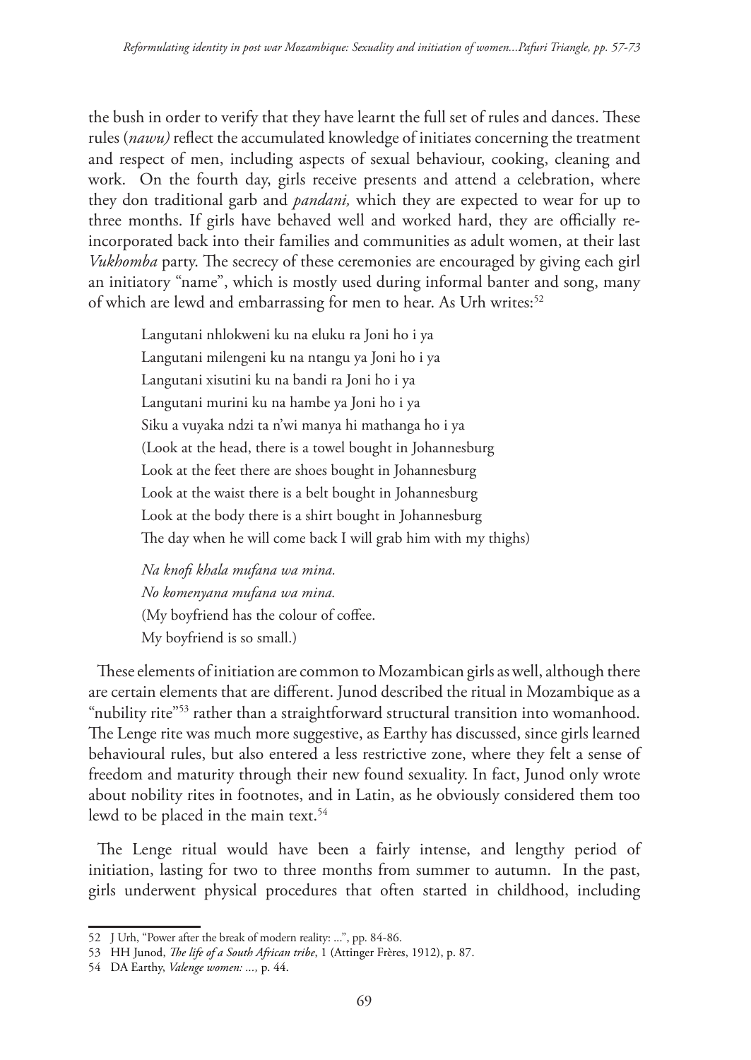the bush in order to verify that they have learnt the full set of rules and dances. These rules (*nawu)* reflect the accumulated knowledge of initiates concerning the treatment and respect of men, including aspects of sexual behaviour, cooking, cleaning and work. On the fourth day, girls receive presents and attend a celebration, where they don traditional garb and *pandani,* which they are expected to wear for up to three months. If girls have behaved well and worked hard, they are officially re-incorporated back into their families and communities as adult women, at their last *Vukhomba* party. The secrecy of these ceremonies are encouraged by giving each girl an initiatory "name", which is mostly used during informal banter and song, many of which are lewd and embarrassing for men to hear. As Urh writes:[52]

> Langutani nhlokweni ku na eluku ra Joni ho i ya
> Langutani milengeni ku na ntangu ya Joni ho i ya
> Langutani xisutini ku na bandi ra Joni ho i ya
> Langutani murini ku na hambe ya Joni ho i ya
> Siku a vuyaka ndzi ta n'wi manya hi mathanga ho i ya
> (Look at the head, there is a towel bought in Johannesburg
> Look at the feet there are shoes bought in Johannesburg
> Look at the waist there is a belt bought in Johannesburg
> Look at the body there is a shirt bought in Johannesburg
> The day when he will come back I will grab him with my thighs)
>
> *Na knofi khala mufana wa mina.*
> *No komenyana mufana wa mina.*
> (My boyfriend has the colour of coffee.
> My boyfriend is so small.)

These elements of initiation are common to Mozambican girls as well, although there are certain elements that are different. Junod described the ritual in Mozambique as a "nubility rite"[53] rather than a straightforward structural transition into womanhood. The Lenge rite was much more suggestive, as Earthy has discussed, since girls learned behavioural rules, but also entered a less restrictive zone, where they felt a sense of freedom and maturity through their new found sexuality. In fact, Junod only wrote about nobility rites in footnotes, and in Latin, as he obviously considered them too lewd to be placed in the main text.[54]

The Lenge ritual would have been a fairly intense, and lengthy period of initiation, lasting for two to three months from summer to autumn. In the past, girls underwent physical procedures that often started in childhood, including

---

52 J Urh, "Power after the break of modern reality: ...", pp. 84-86.

53 HH Junod, *The life of a South African tribe*, 1 (Attinger Frères, 1912), p. 87.

54 DA Earthy, *Valenge women: ...,* p. 44.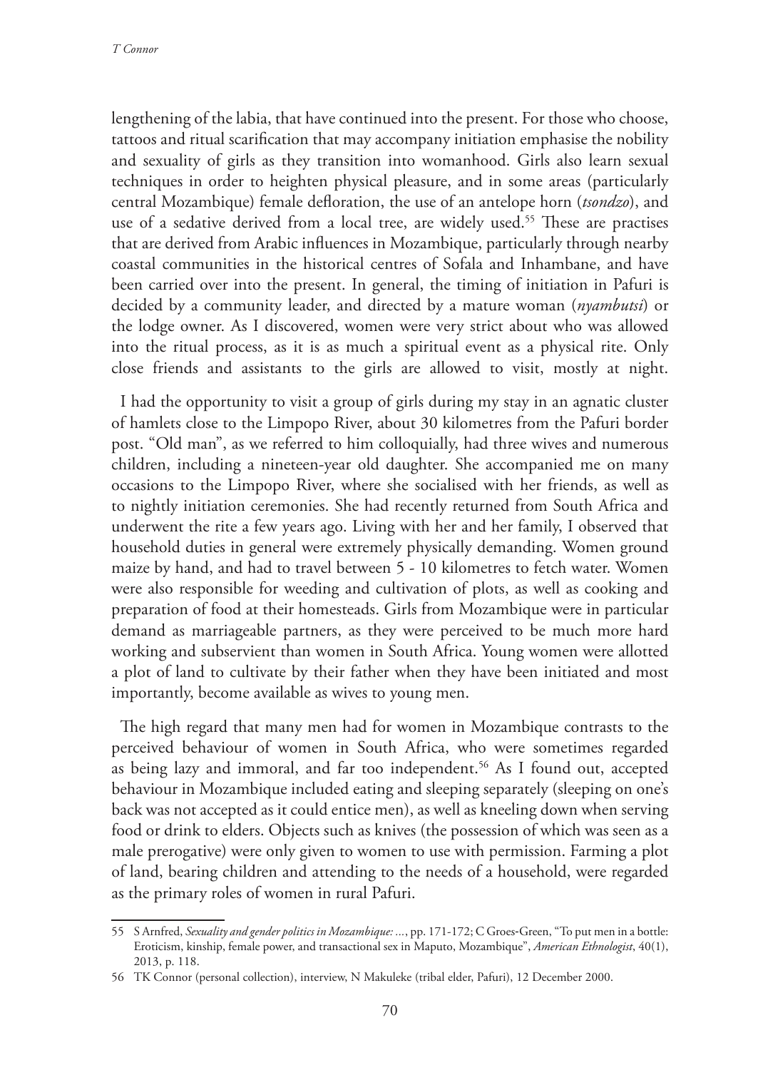lengthening of the labia, that have continued into the present. For those who choose, tattoos and ritual scarification that may accompany initiation emphasise the nobility and sexuality of girls as they transition into womanhood. Girls also learn sexual techniques in order to heighten physical pleasure, and in some areas (particularly central Mozambique) female defloration, the use of an antelope horn (*tsondzo*), and use of a sedative derived from a local tree, are widely used.[55] These are practises that are derived from Arabic influences in Mozambique, particularly through nearby coastal communities in the historical centres of Sofala and Inhambane, and have been carried over into the present. In general, the timing of initiation in Pafuri is decided by a community leader, and directed by a mature woman (*nyambutsi*) or the lodge owner. As I discovered, women were very strict about who was allowed into the ritual process, as it is as much a spiritual event as a physical rite. Only close friends and assistants to the girls are allowed to visit, mostly at night.

I had the opportunity to visit a group of girls during my stay in an agnatic cluster of hamlets close to the Limpopo River, about 30 kilometres from the Pafuri border post. "Old man", as we referred to him colloquially, had three wives and numerous children, including a nineteen-year old daughter. She accompanied me on many occasions to the Limpopo River, where she socialised with her friends, as well as to nightly initiation ceremonies. She had recently returned from South Africa and underwent the rite a few years ago. Living with her and her family, I observed that household duties in general were extremely physically demanding. Women ground maize by hand, and had to travel between 5 - 10 kilometres to fetch water. Women were also responsible for weeding and cultivation of plots, as well as cooking and preparation of food at their homesteads. Girls from Mozambique were in particular demand as marriageable partners, as they were perceived to be much more hard working and subservient than women in South Africa. Young women were allotted a plot of land to cultivate by their father when they have been initiated and most importantly, become available as wives to young men.

The high regard that many men had for women in Mozambique contrasts to the perceived behaviour of women in South Africa, who were sometimes regarded as being lazy and immoral, and far too independent.[56] As I found out, accepted behaviour in Mozambique included eating and sleeping separately (sleeping on one's back was not accepted as it could entice men), as well as kneeling down when serving food or drink to elders. Objects such as knives (the possession of which was seen as a male prerogative) were only given to women to use with permission. Farming a plot of land, bearing children and attending to the needs of a household, were regarded as the primary roles of women in rural Pafuri.

---

55 S Arnfred, *Sexuality and gender politics in Mozambique: ...*, pp. 171-172; C Groes-Green, "To put men in a bottle: Eroticism, kinship, female power, and transactional sex in Maputo, Mozambique", *American Ethnologist*, 40(1), 2013, p. 118.

56 TK Connor (personal collection), interview, N Makuleke (tribal elder, Pafuri), 12 December 2000.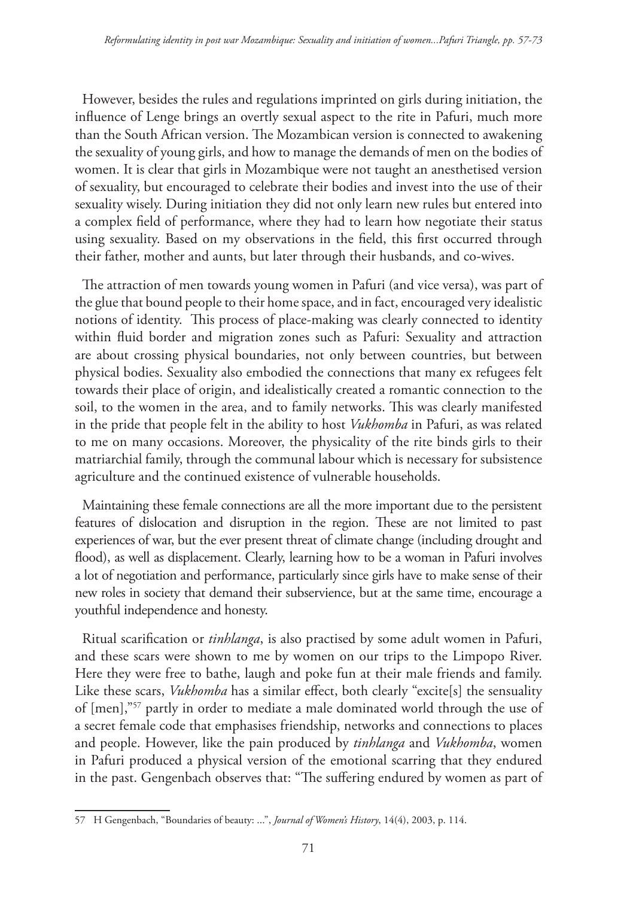However, besides the rules and regulations imprinted on girls during initiation, the influence of Lenge brings an overtly sexual aspect to the rite in Pafuri, much more than the South African version. The Mozambican version is connected to awakening the sexuality of young girls, and how to manage the demands of men on the bodies of women. It is clear that girls in Mozambique were not taught an anesthetised version of sexuality, but encouraged to celebrate their bodies and invest into the use of their sexuality wisely. During initiation they did not only learn new rules but entered into a complex field of performance, where they had to learn how negotiate their status using sexuality. Based on my observations in the field, this first occurred through their father, mother and aunts, but later through their husbands, and co-wives.

The attraction of men towards young women in Pafuri (and vice versa), was part of the glue that bound people to their home space, and in fact, encouraged very idealistic notions of identity. This process of place-making was clearly connected to identity within fluid border and migration zones such as Pafuri: Sexuality and attraction are about crossing physical boundaries, not only between countries, but between physical bodies. Sexuality also embodied the connections that many ex refugees felt towards their place of origin, and idealistically created a romantic connection to the soil, to the women in the area, and to family networks. This was clearly manifested in the pride that people felt in the ability to host *Vukhomba* in Pafuri, as was related to me on many occasions. Moreover, the physicality of the rite binds girls to their matriarchial family, through the communal labour which is necessary for subsistence agriculture and the continued existence of vulnerable households.

Maintaining these female connections are all the more important due to the persistent features of dislocation and disruption in the region. These are not limited to past experiences of war, but the ever present threat of climate change (including drought and flood), as well as displacement. Clearly, learning how to be a woman in Pafuri involves a lot of negotiation and performance, particularly since girls have to make sense of their new roles in society that demand their subservience, but at the same time, encourage a youthful independence and honesty.

Ritual scarification or *tinhlanga*, is also practised by some adult women in Pafuri, and these scars were shown to me by women on our trips to the Limpopo River. Here they were free to bathe, laugh and poke fun at their male friends and family. Like these scars, *Vukhomba* has a similar effect, both clearly "excite[s] the sensuality of [men],"[57] partly in order to mediate a male dominated world through the use of a secret female code that emphasises friendship, networks and connections to places and people. However, like the pain produced by *tinhlanga* and *Vukhomba*, women in Pafuri produced a physical version of the emotional scarring that they endured in the past. Gengenbach observes that: "The suffering endured by women as part of

57 H Gengenbach, "Boundaries of beauty: ...", *Journal of Women's History*, 14(4), 2003, p. 114.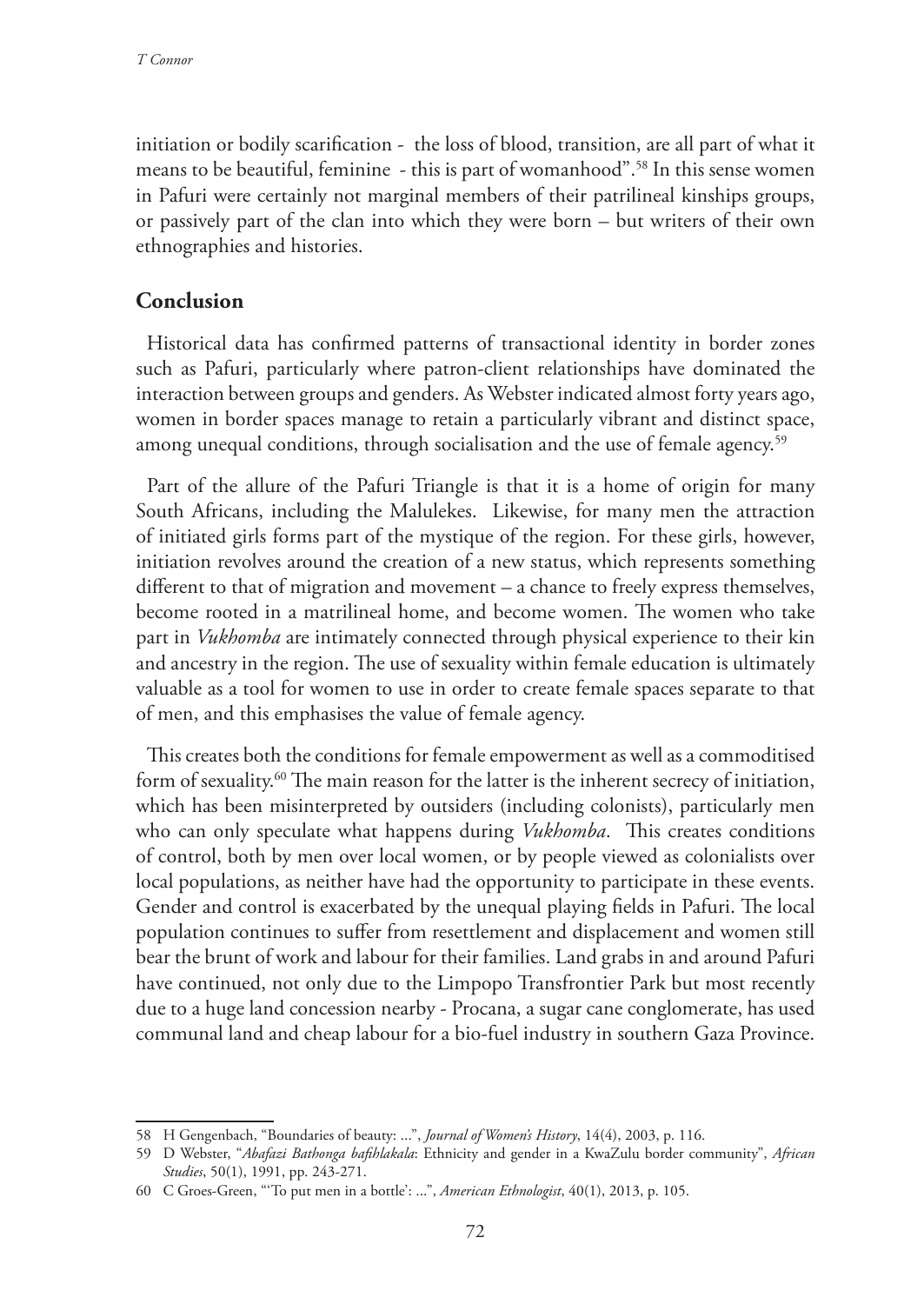initiation or bodily scarification - the loss of blood, transition, are all part of what it means to be beautiful, feminine - this is part of womanhood".[58] In this sense women in Pafuri were certainly not marginal members of their patrilineal kinships groups, or passively part of the clan into which they were born – but writers of their own ethnographies and histories.

## Conclusion

Historical data has confirmed patterns of transactional identity in border zones such as Pafuri, particularly where patron-client relationships have dominated the interaction between groups and genders. As Webster indicated almost forty years ago, women in border spaces manage to retain a particularly vibrant and distinct space, among unequal conditions, through socialisation and the use of female agency.[59]

Part of the allure of the Pafuri Triangle is that it is a home of origin for many South Africans, including the Malulekes. Likewise, for many men the attraction of initiated girls forms part of the mystique of the region. For these girls, however, initiation revolves around the creation of a new status, which represents something different to that of migration and movement – a chance to freely express themselves, become rooted in a matrilineal home, and become women. The women who take part in *Vukhomba* are intimately connected through physical experience to their kin and ancestry in the region. The use of sexuality within female education is ultimately valuable as a tool for women to use in order to create female spaces separate to that of men, and this emphasises the value of female agency.

This creates both the conditions for female empowerment as well as a commoditised form of sexuality.[60] The main reason for the latter is the inherent secrecy of initiation, which has been misinterpreted by outsiders (including colonists), particularly men who can only speculate what happens during *Vukhomba*. This creates conditions of control, both by men over local women, or by people viewed as colonialists over local populations, as neither have had the opportunity to participate in these events. Gender and control is exacerbated by the unequal playing fields in Pafuri. The local population continues to suffer from resettlement and displacement and women still bear the brunt of work and labour for their families. Land grabs in and around Pafuri have continued, not only due to the Limpopo Transfrontier Park but most recently due to a huge land concession nearby - Procana, a sugar cane conglomerate, has used communal land and cheap labour for a bio-fuel industry in southern Gaza Province.

---

58 H Gengenbach, "Boundaries of beauty: ...", *Journal of Women's History*, 14(4), 2003, p. 116.

59 D Webster, "*Abafazi Bathonga bafihlakala*: Ethnicity and gender in a KwaZulu border community", *African Studies*, 50(1), 1991, pp. 243-271.

60 C Groes-Green, "'To put men in a bottle': ...", *American Ethnologist*, 40(1), 2013, p. 105.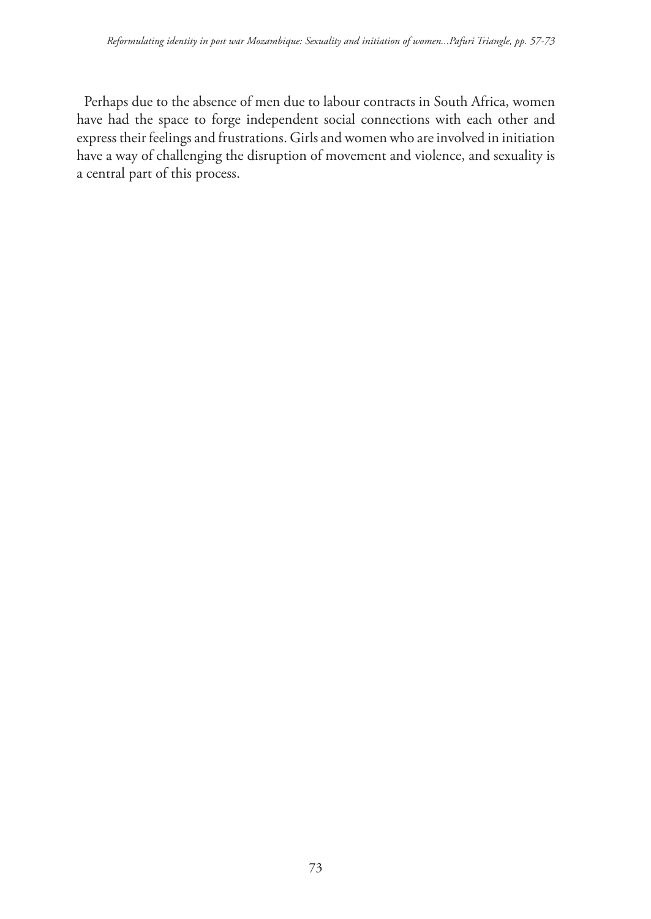Perhaps due to the absence of men due to labour contracts in South Africa, women have had the space to forge independent social connections with each other and express their feelings and frustrations. Girls and women who are involved in initiation have a way of challenging the disruption of movement and violence, and sexuality is a central part of this process.